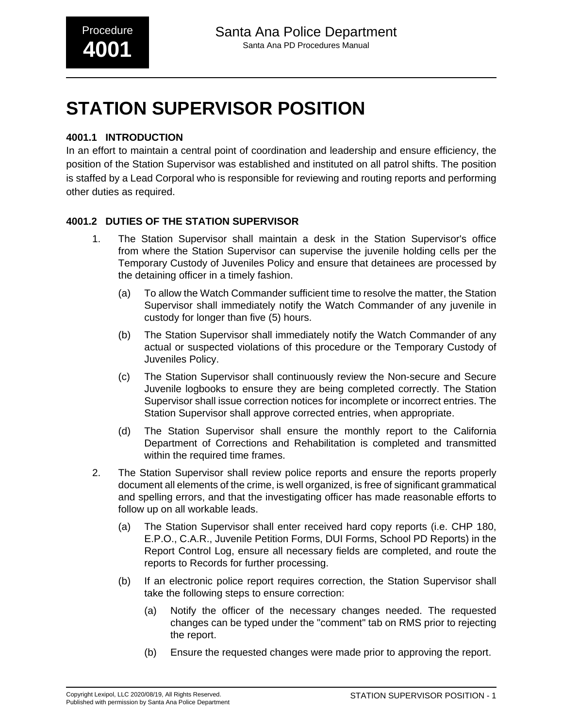# STATION SUPERVISOR POSITION

### 4001.1 INTRODUCTION

In an effort to maintain a central point of coordination and leadership and ensure efficiency, the position of the Station Supervisor was established and instituted on all patrol shifts. The position is staffed by a Lead Corporal who is responsible for reviewing and routing reports and performing other duties as required.

### 4001.2 DUTIES OF THE STATION SUPERVISOR

1. The Station Supervisor shall maintain a desk in the Station Supervisor's office from where the Station Supervisor can supervise the juvenile holding cells per the Temporary Custody of Juveniles Policy and ensure that detainees are processed by the detaining officer in a timely fashion.

    (a) To allow the Watch Commander sufficient time to resolve the matter, the Station Supervisor shall immediately notify the Watch Commander of any juvenile in custody for longer than five (5) hours.

    (b) The Station Supervisor shall immediately notify the Watch Commander of any actual or suspected violations of this procedure or the Temporary Custody of Juveniles Policy.

    (c) The Station Supervisor shall continuously review the Non-secure and Secure Juvenile logbooks to ensure they are being completed correctly. The Station Supervisor shall issue correction notices for incomplete or incorrect entries. The Station Supervisor shall approve corrected entries, when appropriate.

    (d) The Station Supervisor shall ensure the monthly report to the California Department of Corrections and Rehabilitation is completed and transmitted within the required time frames.

2. The Station Supervisor shall review police reports and ensure the reports properly document all elements of the crime, is well organized, is free of significant grammatical and spelling errors, and that the investigating officer has made reasonable efforts to follow up on all workable leads.

    (a) The Station Supervisor shall enter received hard copy reports (i.e. CHP 180, E.P.O., C.A.R., Juvenile Petition Forms, DUI Forms, School PD Reports) in the Report Control Log, ensure all necessary fields are completed, and route the reports to Records for further processing.

    (b) If an electronic police report requires correction, the Station Supervisor shall take the following steps to ensure correction:

        (a) Notify the officer of the necessary changes needed. The requested changes can be typed under the "comment" tab on RMS prior to rejecting the report.

        (b) Ensure the requested changes were made prior to approving the report.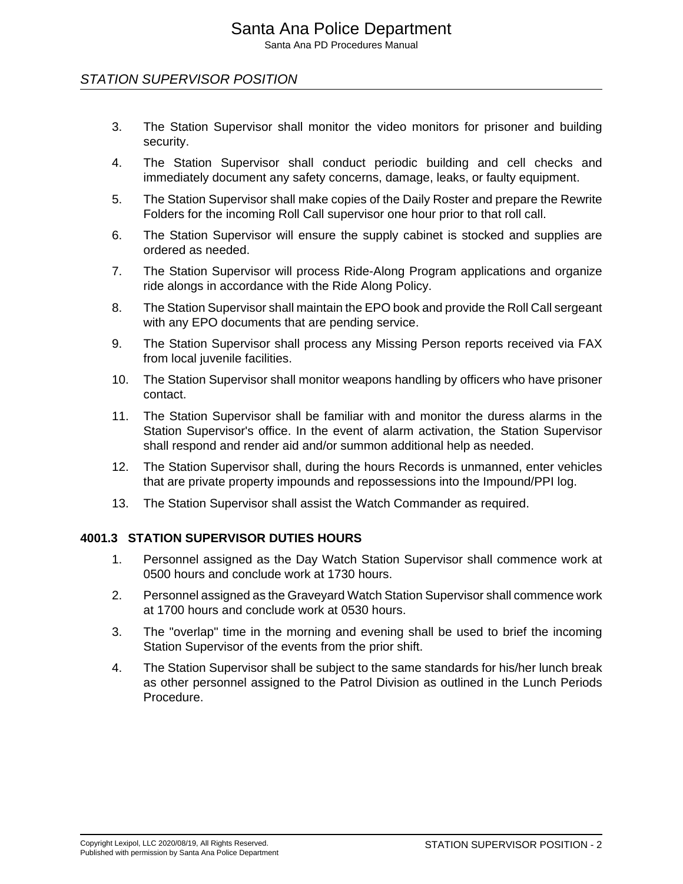3. The Station Supervisor shall monitor the video monitors for prisoner and building security.

4. The Station Supervisor shall conduct periodic building and cell checks and immediately document any safety concerns, damage, leaks, or faulty equipment.

5. The Station Supervisor shall make copies of the Daily Roster and prepare the Rewrite Folders for the incoming Roll Call supervisor one hour prior to that roll call.

6. The Station Supervisor will ensure the supply cabinet is stocked and supplies are ordered as needed.

7. The Station Supervisor will process Ride-Along Program applications and organize ride alongs in accordance with the Ride Along Policy.

8. The Station Supervisor shall maintain the EPO book and provide the Roll Call sergeant with any EPO documents that are pending service.

9. The Station Supervisor shall process any Missing Person reports received via FAX from local juvenile facilities.

10. The Station Supervisor shall monitor weapons handling by officers who have prisoner contact.

11. The Station Supervisor shall be familiar with and monitor the duress alarms in the Station Supervisor's office. In the event of alarm activation, the Station Supervisor shall respond and render aid and/or summon additional help as needed.

12. The Station Supervisor shall, during the hours Records is unmanned, enter vehicles that are private property impounds and repossessions into the Impound/PPI log.

13. The Station Supervisor shall assist the Watch Commander as required.

## 4001.3 STATION SUPERVISOR DUTIES HOURS

1. Personnel assigned as the Day Watch Station Supervisor shall commence work at 0500 hours and conclude work at 1730 hours.

2. Personnel assigned as the Graveyard Watch Station Supervisor shall commence work at 1700 hours and conclude work at 0530 hours.

3. The "overlap" time in the morning and evening shall be used to brief the incoming Station Supervisor of the events from the prior shift.

4. The Station Supervisor shall be subject to the same standards for his/her lunch break as other personnel assigned to the Patrol Division as outlined in the Lunch Periods Procedure.